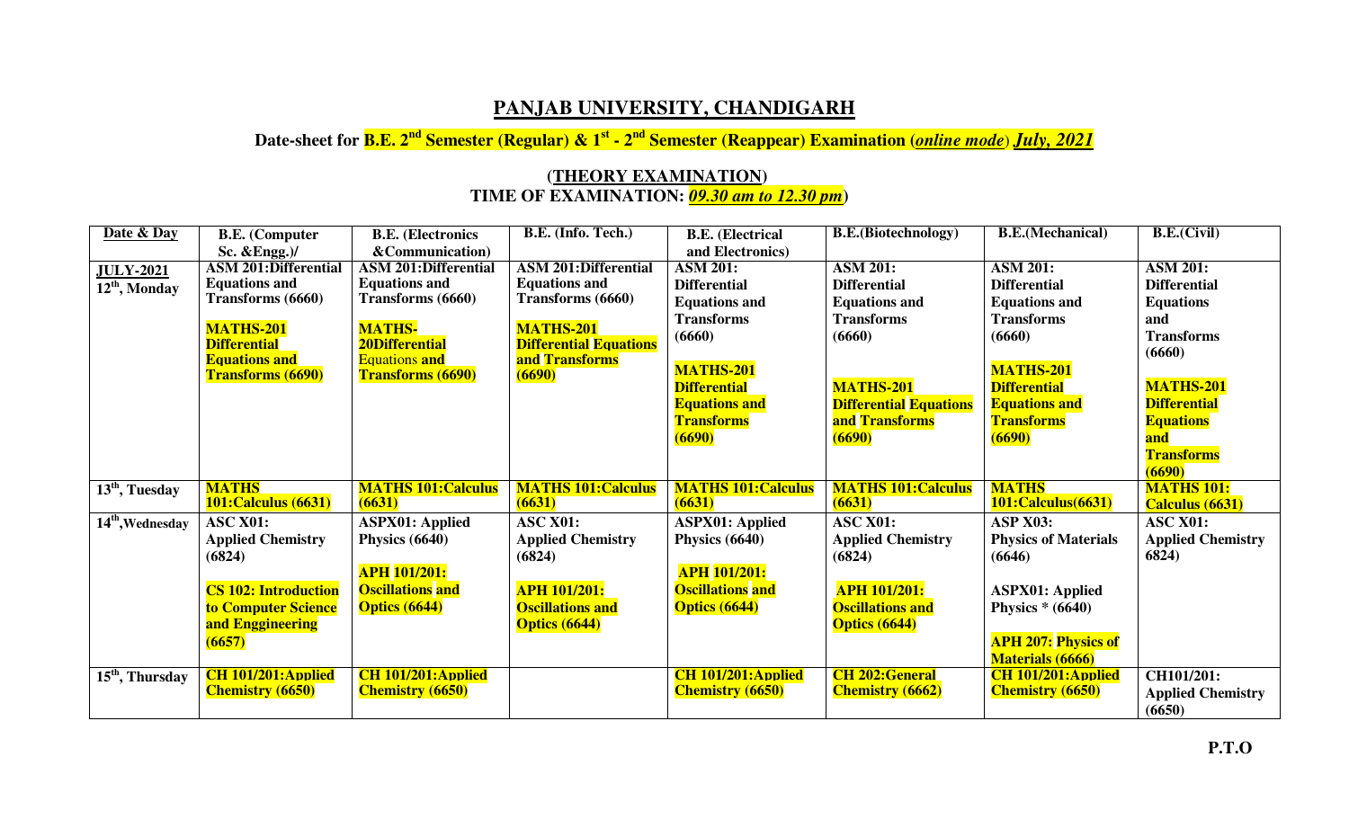# PANJAB UNIVERSITY, CHANDIGARH

## Date-sheet for B.E. 2nd Semester (Regular) & 1st - 2nd Semester (Reappear) Examination (*online mode*) *July, 2021*

### (THEORY EXAMINATION)
### TIME OF EXAMINATION: *09.30 am to 12.30 pm*

| Date & Day | B.E. (Computer Sc. &Engg.)/ | B.E. (Electronics &Communication) | B.E. (Info. Tech.) | B.E. (Electrical and Electronics) | B.E.(Biotechnology) | B.E.(Mechanical) | B.E.(Civil) |
|---|---|---|---|---|---|---|---|
| JULY-2021 12th, Monday | ASM 201:Differential Equations and Transforms (6660)<br><br>MATHS-201 Differential Equations and Transforms (6690) | ASM 201:Differential Equations and Transforms (6660)<br><br>MATHS-20Differential Equations and Transforms (6690) | ASM 201:Differential Equations and Transforms (6660)<br><br>MATHS-201 Differential Equations and Transforms (6690) | ASM 201: Differential Equations and Transforms (6660)<br><br>MATHS-201 Differential Equations and Transforms (6690) | ASM 201: Differential Equations and Transforms (6660)<br><br>MATHS-201 Differential Equations and Transforms (6690) | ASM 201: Differential Equations and Transforms (6660)<br><br>MATHS-201 Differential Equations and Transforms (6690) | ASM 201: Differential Equations and Transforms (6660)<br><br>MATHS-201 Differential Equations and Transforms (6690) |
| 13th, Tuesday | MATHS 101:Calculus (6631) | MATHS 101:Calculus (6631) | MATHS 101:Calculus (6631) | MATHS 101:Calculus (6631) | MATHS 101:Calculus (6631) | MATHS 101:Calculus(6631) | MATHS 101: Calculus (6631) |
| 14th,Wednesday | ASC X01: Applied Chemistry (6824)<br><br>CS 102: Introduction to Computer Science and Enggineering (6657) | ASPX01: Applied Physics (6640)<br><br>APH 101/201: Oscillations and Optics (6644) | ASC X01: Applied Chemistry (6824)<br><br>APH 101/201: Oscillations and Optics (6644) | ASPX01: Applied Physics (6640)<br><br>APH 101/201: Oscillations and Optics (6644) | ASC X01: Applied Chemistry (6824)<br><br>APH 101/201: Oscillations and Optics (6644) | ASP X03: Physics of Materials (6646)<br><br>ASPX01: Applied Physics * (6640)<br><br>APH 207: Physics of Materials (6666) | ASC X01: Applied Chemistry 6824) |
| 15th, Thursday | CH 101/201:Applied Chemistry (6650) | CH 101/201:Applied Chemistry (6650) | | CH 101/201:Applied Chemistry (6650) | CH 202:General Chemistry (6662) | CH 101/201:Applied Chemistry (6650) | CH101/201: Applied Chemistry (6650) |

**P.T.O**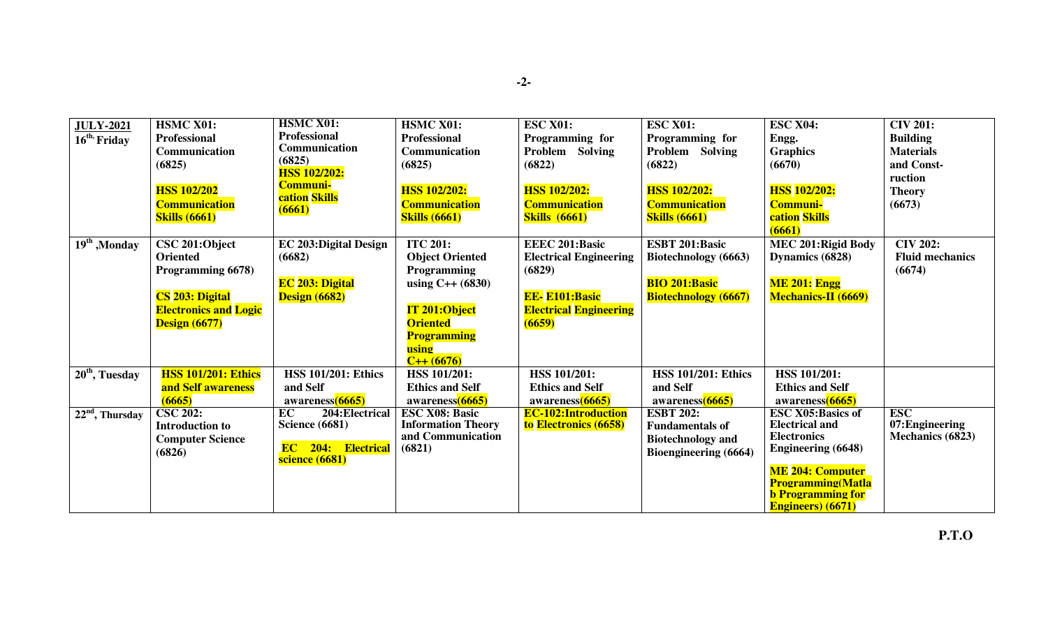| **JULY-2021** 16th, Friday | **HSMC X01: Professional Communication (6825)** **HSS 102/202 Communication Skills (6661)** | **HSMC X01: Professional Communication (6825)** **HSS 102/202: Communi-cation Skills (6661)** | **HSMC X01: Professional Communication (6825)** **HSS 102/202: Communication Skills (6661)** | **ESC X01: Programming for Problem Solving (6822)** **HSS 102/202: Communication Skills (6661)** | **ESC X01: Programming for Problem Solving (6822)** **HSS 102/202: Communication Skills (6661)** | **ESC X04: Engg. Graphics (6670)** **HSS 102/202: Communi-cation Skills (6661)** | **CIV 201: Building Materials and Const-ruction Theory (6673)** |
|---|---|---|---|---|---|---|---|
| **19th, Monday** | **CSC 201:Object Oriented Programming 6678)** **CS 203: Digital Electronics and Logic Design (6677)** | **EC 203:Digital Design (6682)** **EC 203: Digital Design (6682)** | **ITC 201: Object Oriented Programming using C++ (6830)** **IT 201:Object Oriented Programming using C++ (6676)** | **EEEC 201:Basic Electrical Engineering (6829)** **EE- E101:Basic Electrical Engineering (6659)** | **ESBT 201:Basic Biotechnology (6663)** **BIO 201:Basic Biotechnology (6667)** | **MEC 201:Rigid Body Dynamics (6828)** **ME 201: Engg Mechanics-II (6669)** | **CIV 202: Fluid mechanics (6674)** |
| **20th, Tuesday** | **HSS 101/201: Ethics and Self awareness (6665)** | **HSS 101/201: Ethics and Self awareness(6665)** | **HSS 101/201: Ethics and Self awareness(6665)** | **HSS 101/201: Ethics and Self awareness(6665)** | **HSS 101/201: Ethics and Self awareness(6665)** | **HSS 101/201: Ethics and Self awareness(6665)** | |
| **22nd, Thursday** | **CSC 202: Introduction to Computer Science (6826)** | **EC 204:Electrical Science (6681)** **EC 204: Electrical science (6681)** | **ESC X08: Basic Information Theory and Communication (6821)** | **EC-102:Introduction to Electronics (6658)** | **ESBT 202: Fundamentals of Biotechnology and Bioengineering (6664)** | **ESC X05:Basics of Electrical and Electronics Engineering (6648)** **ME 204: Computer Programming(Matlab Programming for Engineers) (6671)** | **ESC 07:Engineering Mechanics (6823)** |

**P.T.O**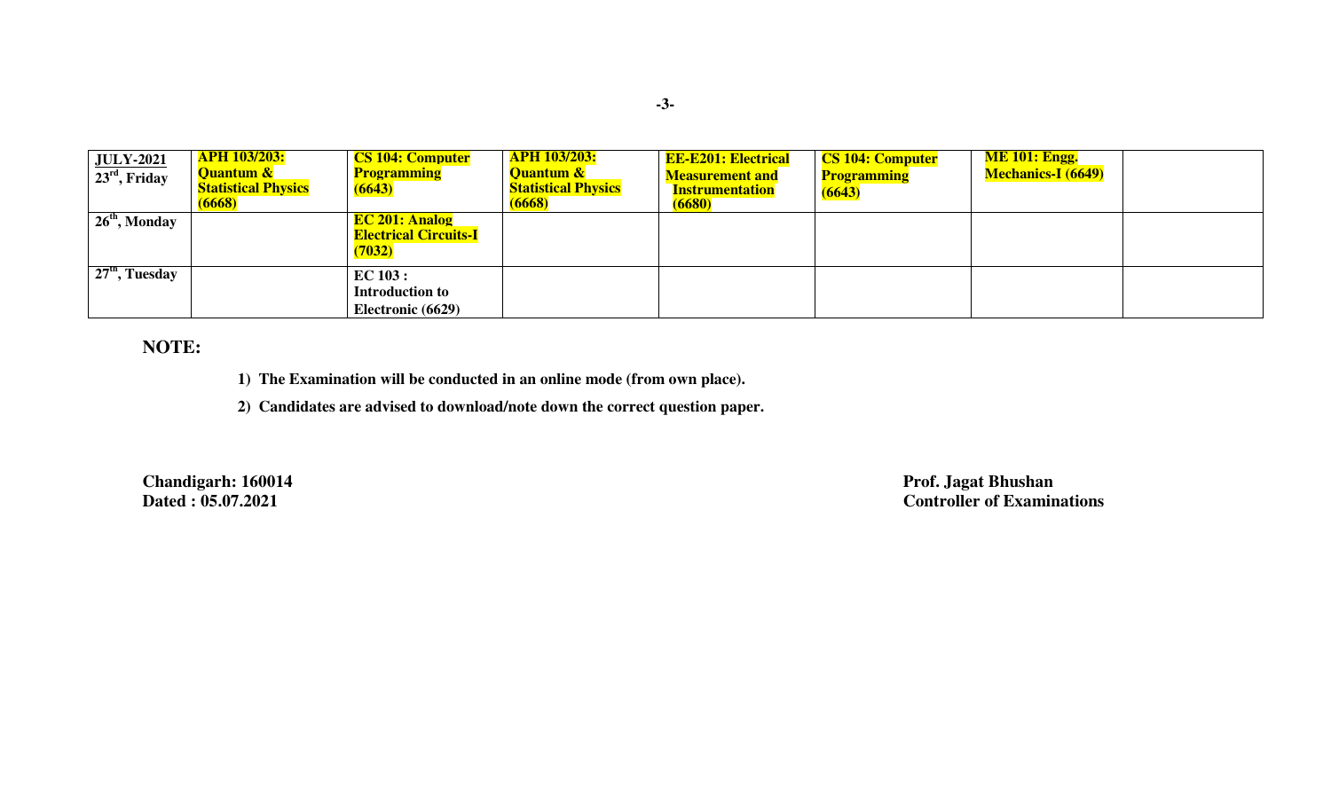| | | | | | | | |
|---|---|---|---|---|---|---|---|
| **JULY-2021** **23rd, Friday** | **APH 103/203: Quantum & Statistical Physics (6668)** | **CS 104: Computer Programming (6643)** | **APH 103/203: Quantum & Statistical Physics (6668)** | **EE-E201: Electrical Measurement and Instrumentation (6680)** | **CS 104: Computer Programming (6643)** | **ME 101: Engg. Mechanics-I (6649)** | |
| **26th, Monday** | | **EC 201: Analog Electrical Circuits-I (7032)** | | | | | |
| **27th, Tuesday** | | **EC 103 : Introduction to Electronic (6629)** | | | | | |

**NOTE:**

1) **The Examination will be conducted in an online mode (from own place).**
2) **Candidates are advised to download/note down the correct question paper.**

**Chandigarh: 160014**
**Dated : 05.07.2021**

**Prof. Jagat Bhushan**
**Controller of Examinations**